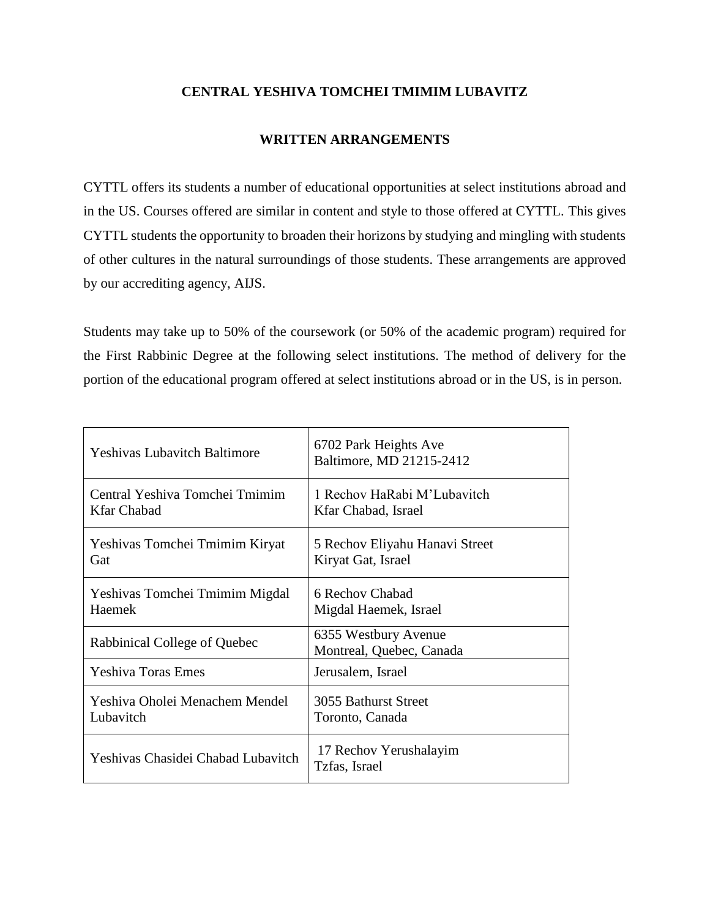# CENTRAL YESHIVA TOMCHEI TMIMIM LUBAVITZ

## WRITTEN ARRANGEMENTS

CYTTL offers its students a number of educational opportunities at select institutions abroad and in the US. Courses offered are similar in content and style to those offered at CYTTL. This gives CYTTL students the opportunity to broaden their horizons by studying and mingling with students of other cultures in the natural surroundings of those students. These arrangements are approved by our accrediting agency, AIJS.

Students may take up to 50% of the coursework (or 50% of the academic program) required for the First Rabbinic Degree at the following select institutions. The method of delivery for the portion of the educational program offered at select institutions abroad or in the US, is in person.

| | |
|---|---|
| Yeshivas Lubavitch Baltimore | 6702 Park Heights Ave<br>Baltimore, MD 21215-2412 |
| Central Yeshiva Tomchei Tmimim Kfar Chabad | 1 Rechov HaRabi M'Lubavitch<br>Kfar Chabad, Israel |
| Yeshivas Tomchei Tmimim Kiryat Gat | 5 Rechov Eliyahu Hanavi Street<br>Kiryat Gat, Israel |
| Yeshivas Tomchei Tmimim Migdal Haemek | 6 Rechov Chabad<br>Migdal Haemek, Israel |
| Rabbinical College of Quebec | 6355 Westbury Avenue<br>Montreal, Quebec, Canada |
| Yeshiva Toras Emes | Jerusalem, Israel |
| Yeshiva Oholei Menachem Mendel Lubavitch | 3055 Bathurst Street<br>Toronto, Canada |
| Yeshivas Chasidei Chabad Lubavitch | 17 Rechov Yerushalayim<br>Tzfas, Israel |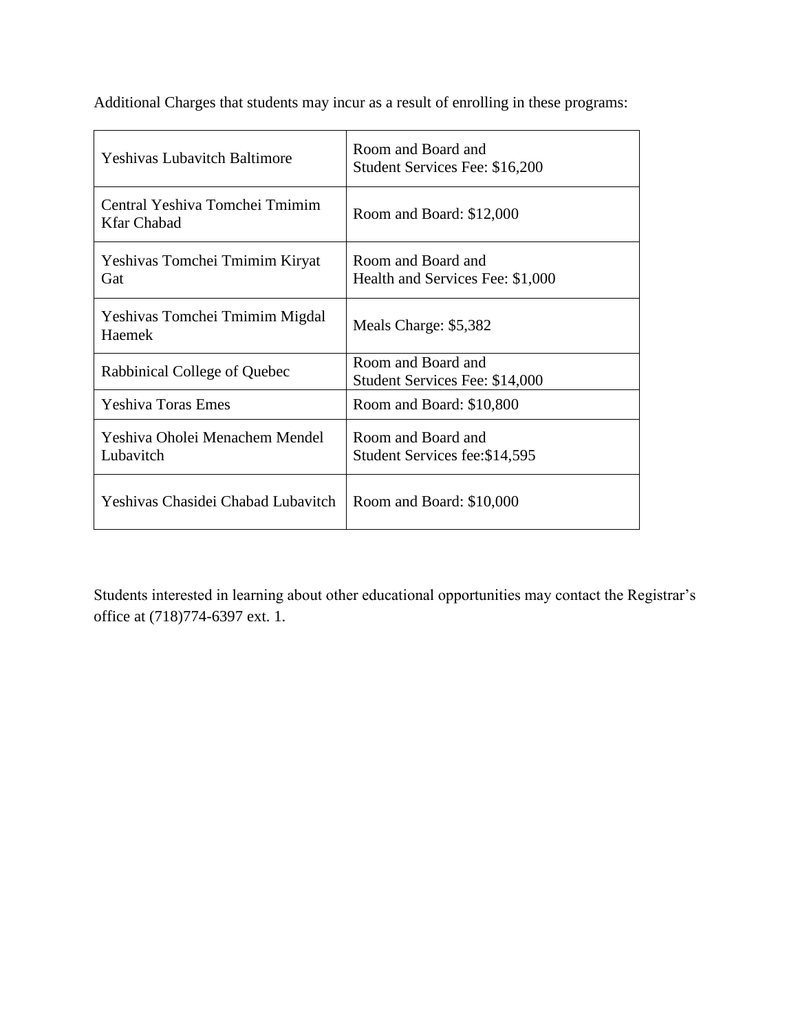Additional Charges that students may incur as a result of enrolling in these programs:

| | |
|---|---|
| Yeshivas Lubavitch Baltimore | Room and Board and Student Services Fee: $16,200 |
| Central Yeshiva Tomchei Tmimim Kfar Chabad | Room and Board: $12,000 |
| Yeshivas Tomchei Tmimim Kiryat Gat | Room and Board and Health and Services Fee: $1,000 |
| Yeshivas Tomchei Tmimim Migdal Haemek | Meals Charge: $5,382 |
| Rabbinical College of Quebec | Room and Board and Student Services Fee: $14,000 |
| Yeshiva Toras Emes | Room and Board: $10,800 |
| Yeshiva Oholei Menachem Mendel Lubavitch | Room and Board and Student Services fee:$14,595 |
| Yeshivas Chasidei Chabad Lubavitch | Room and Board: $10,000 |

Students interested in learning about other educational opportunities may contact the Registrar's office at (718)774-6397 ext. 1.